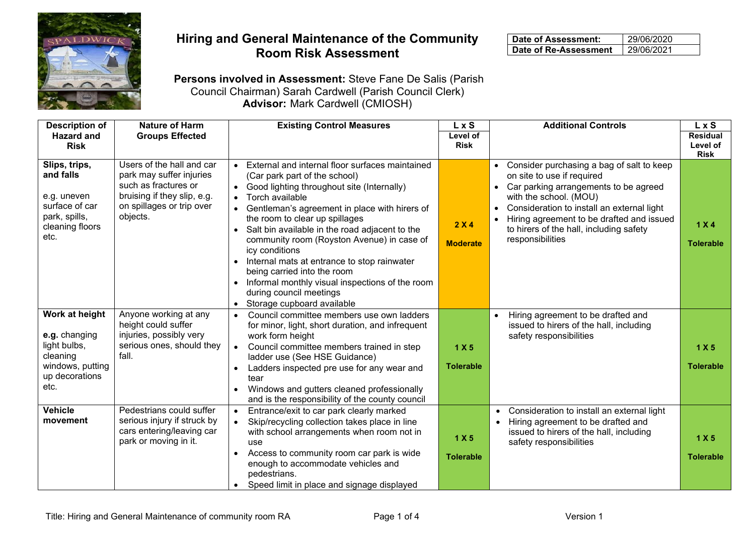# Hiring and General Maintenance of the Community Room Risk Assessment

| Date of Assessment: | 29/06/2020 |
| --- | --- |
| Date of Re-Assessment | 29/06/2021 |

**Persons involved in Assessment:** Steve Fane De Salis (Parish Council Chairman) Sarah Cardwell (Parish Council Clerk)
**Advisor:** Mark Cardwell (CMIOSH)

| Description of Hazard and Risk | Nature of Harm Groups Effected | Existing Control Measures | L x S Level of Risk | Additional Controls | L x S Residual Level of Risk |
| --- | --- | --- | --- | --- | --- |
| **Slips, trips, and falls**<br><br>e.g. uneven surface of car park, spills, cleaning floors etc. | Users of the hall and car park may suffer injuries such as fractures or bruising if they slip, e.g. on spillages or trip over objects. | • External and internal floor surfaces maintained (Car park part of the school)<br>• Good lighting throughout site (Internally)<br>• Torch available<br>• Gentleman's agreement in place with hirers of the room to clear up spillages<br>• Salt bin available in the road adjacent to the community room (Royston Avenue) in case of icy conditions<br>• Internal mats at entrance to stop rainwater being carried into the room<br>• Informal monthly visual inspections of the room during council meetings<br>• Storage cupboard available | **2 X 4**<br><br>**Moderate** | • Consider purchasing a bag of salt to keep on site to use if required<br>• Car parking arrangements to be agreed with the school. (MOU)<br>• Consideration to install an external light<br>• Hiring agreement to be drafted and issued to hirers of the hall, including safety responsibilities | **1 X 4**<br><br>**Tolerable** |
| **Work at height**<br><br>**e.g.** changing light bulbs, cleaning windows, putting up decorations etc. | Anyone working at any height could suffer injuries, possibly very serious ones, should they fall. | • Council committee members use own ladders for minor, light, short duration, and infrequent work form height<br>• Council committee members trained in step ladder use (See HSE Guidance)<br>• Ladders inspected pre use for any wear and tear<br>• Windows and gutters cleaned professionally and is the responsibility of the county council | **1 X 5**<br><br>**Tolerable** | • Hiring agreement to be drafted and issued to hirers of the hall, including safety responsibilities | **1 X 5**<br><br>**Tolerable** |
| **Vehicle movement** | Pedestrians could suffer serious injury if struck by cars entering/leaving car park or moving in it. | • Entrance/exit to car park clearly marked<br>• Skip/recycling collection takes place in line with school arrangements when room not in use<br>• Access to community room car park is wide enough to accommodate vehicles and pedestrians.<br>• Speed limit in place and signage displayed | **1 X 5**<br><br>**Tolerable** | • Consideration to install an external light<br>• Hiring agreement to be drafted and issued to hirers of the hall, including safety responsibilities | **1 X 5**<br><br>**Tolerable** |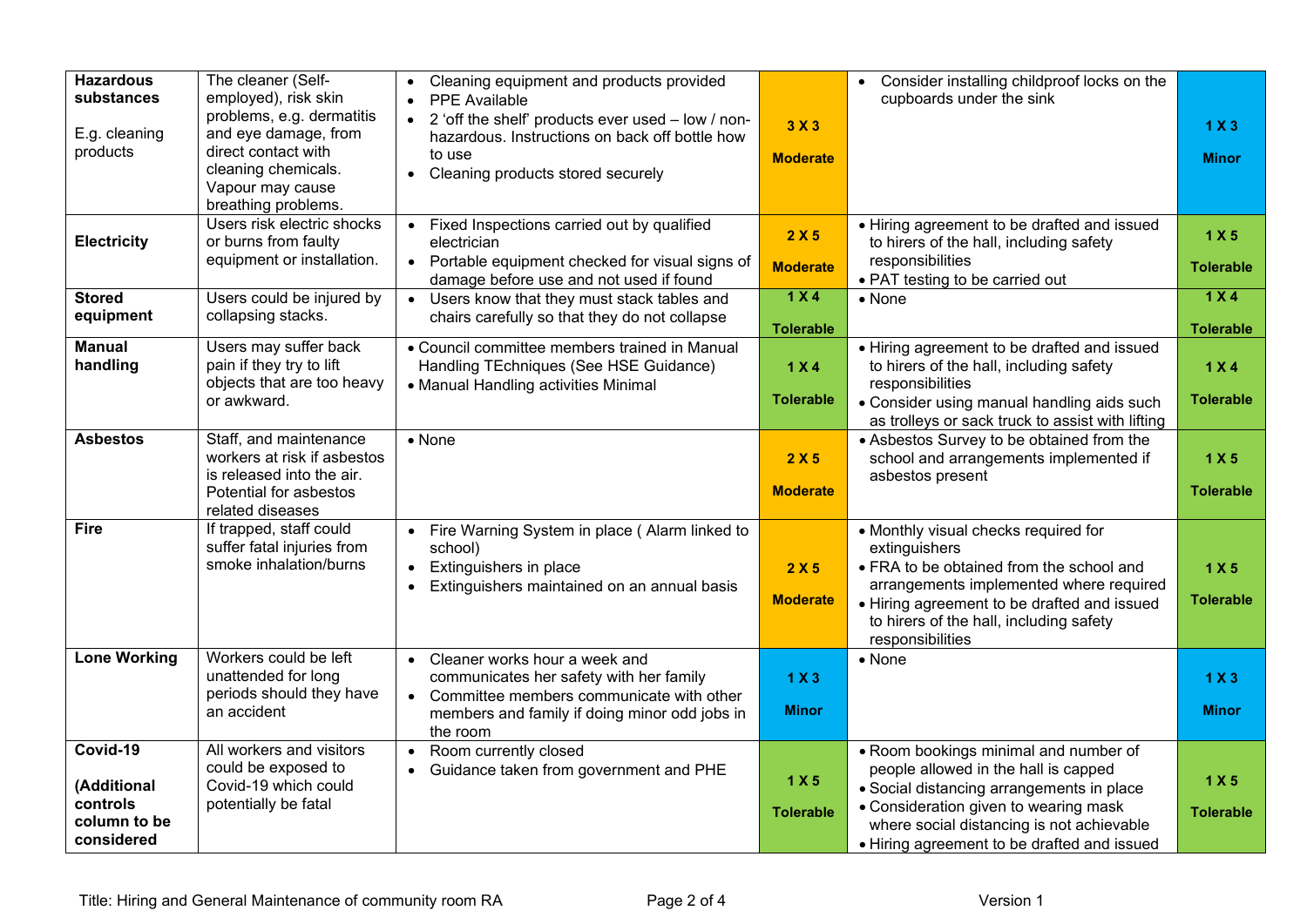| **Hazardous substances**<br><br>E.g. cleaning products | The cleaner (Self-employed), risk skin problems, e.g. dermatitis and eye damage, from direct contact with cleaning chemicals. Vapour may cause breathing problems. | • Cleaning equipment and products provided<br>• PPE Available<br>• 2 'off the shelf' products ever used – low / non-hazardous. Instructions on back off bottle how to use<br>• Cleaning products stored securely | **3 X 3**<br><br>**Moderate** | • Consider installing childproof locks on the cupboards under the sink | **1 X 3**<br><br>**Minor** |
|---|---|---|---|---|---|
| **Electricity** | Users risk electric shocks or burns from faulty equipment or installation. | • Fixed Inspections carried out by qualified electrician<br>• Portable equipment checked for visual signs of damage before use and not used if found | **2 X 5**<br><br>**Moderate** | • Hiring agreement to be drafted and issued to hirers of the hall, including safety responsibilities<br>• PAT testing to be carried out | **1 X 5**<br><br>**Tolerable** |
| **Stored equipment** | Users could be injured by collapsing stacks. | • Users know that they must stack tables and chairs carefully so that they do not collapse | **1 X 4**<br><br>**Tolerable** | • None | **1 X 4**<br><br>**Tolerable** |
| **Manual handling** | Users may suffer back pain if they try to lift objects that are too heavy or awkward. | • Council committee members trained in Manual Handling TEchniques (See HSE Guidance)<br>• Manual Handling activities Minimal | **1 X 4**<br><br>**Tolerable** | • Hiring agreement to be drafted and issued to hirers of the hall, including safety responsibilities<br>• Consider using manual handling aids such as trolleys or sack truck to assist with lifting | **1 X 4**<br><br>**Tolerable** |
| **Asbestos** | Staff, and maintenance workers at risk if asbestos is released into the air. Potential for asbestos related diseases | • None | **2 X 5**<br><br>**Moderate** | • Asbestos Survey to be obtained from the school and arrangements implemented if asbestos present | **1 X 5**<br><br>**Tolerable** |
| **Fire** | If trapped, staff could suffer fatal injuries from smoke inhalation/burns | • Fire Warning System in place ( Alarm linked to school)<br>• Extinguishers in place<br>• Extinguishers maintained on an annual basis | **2 X 5**<br><br>**Moderate** | • Monthly visual checks required for extinguishers<br>• FRA to be obtained from the school and arrangements implemented where required<br>• Hiring agreement to be drafted and issued to hirers of the hall, including safety responsibilities | **1 X 5**<br><br>**Tolerable** |
| **Lone Working** | Workers could be left unattended for long periods should they have an accident | • Cleaner works hour a week and communicates her safety with her family<br>• Committee members communicate with other members and family if doing minor odd jobs in the room | **1 X 3**<br><br>**Minor** | • None | **1 X 3**<br><br>**Minor** |
| **Covid-19**<br><br>**(Additional controls column to be considered** | All workers and visitors could be exposed to Covid-19 which could potentially be fatal | • Room currently closed<br>• Guidance taken from government and PHE | **1 X 5**<br><br>**Tolerable** | • Room bookings minimal and number of people allowed in the hall is capped<br>• Social distancing arrangements in place<br>• Consideration given to wearing mask where social distancing is not achievable<br>• Hiring agreement to be drafted and issued | **1 X 5**<br><br>**Tolerable** |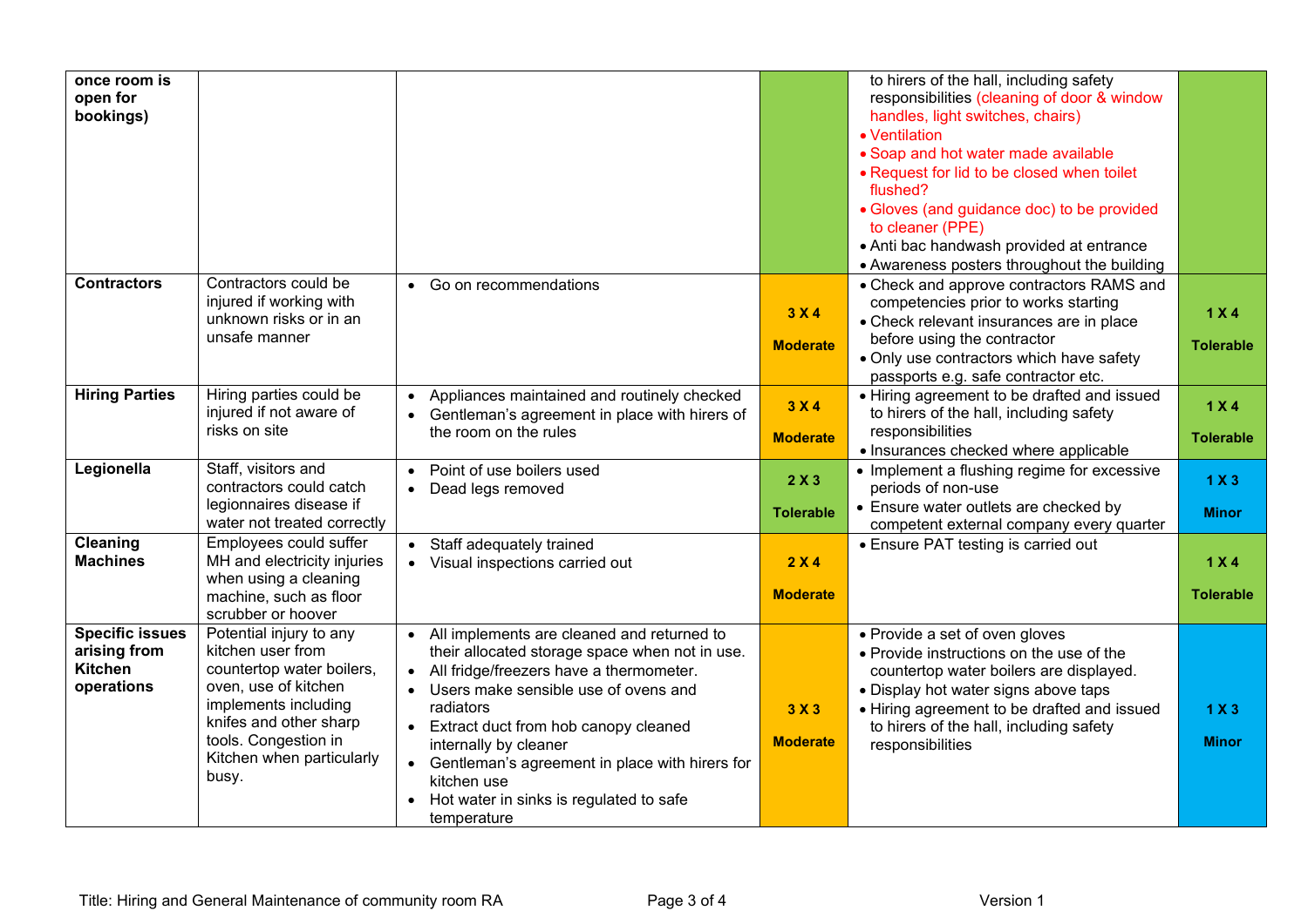| | | | | | |
|---|---|---|---|---|---|
| **once room is open for bookings)** | | | | • to hirers of the hall, including safety responsibilities (cleaning of door & window handles, light switches, chairs)<br>• Ventilation<br>• Soap and hot water made available<br>• Request for lid to be closed when toilet flushed?<br>• Gloves (and guidance doc) to be provided to cleaner (PPE)<br>• Anti bac handwash provided at entrance<br>• Awareness posters throughout the building | |
| **Contractors** | Contractors could be injured if working with unknown risks or in an unsafe manner | • Go on recommendations | **3 X 4**<br>**Moderate** | • Check and approve contractors RAMS and competencies prior to works starting<br>• Check relevant insurances are in place before using the contractor<br>• Only use contractors which have safety passports e.g. safe contractor etc. | **1 X 4**<br>**Tolerable** |
| **Hiring Parties** | Hiring parties could be injured if not aware of risks on site | • Appliances maintained and routinely checked<br>• Gentleman's agreement in place with hirers of the room on the rules | **3 X 4**<br>**Moderate** | • Hiring agreement to be drafted and issued to hirers of the hall, including safety responsibilities<br>• Insurances checked where applicable | **1 X 4**<br>**Tolerable** |
| **Legionella** | Staff, visitors and contractors could catch legionnaires disease if water not treated correctly | • Point of use boilers used<br>• Dead legs removed | **2 X 3**<br>**Tolerable** | • Implement a flushing regime for excessive periods of non-use<br>• Ensure water outlets are checked by competent external company every quarter | **1 X 3**<br>**Minor** |
| **Cleaning Machines** | Employees could suffer MH and electricity injuries when using a cleaning machine, such as floor scrubber or hoover | • Staff adequately trained<br>• Visual inspections carried out | **2 X 4**<br>**Moderate** | • Ensure PAT testing is carried out | **1 X 4**<br>**Tolerable** |
| **Specific issues arising from Kitchen operations** | Potential injury to any kitchen user from countertop water boilers, oven, use of kitchen implements including knifes and other sharp tools. Congestion in Kitchen when particularly busy. | • All implements are cleaned and returned to their allocated storage space when not in use.<br>• All fridge/freezers have a thermometer.<br>• Users make sensible use of ovens and radiators<br>• Extract duct from hob canopy cleaned internally by cleaner<br>• Gentleman's agreement in place with hirers for kitchen use<br>• Hot water in sinks is regulated to safe temperature | **3 X 3**<br>**Moderate** | • Provide a set of oven gloves<br>• Provide instructions on the use of the countertop water boilers are displayed.<br>• Display hot water signs above taps<br>• Hiring agreement to be drafted and issued to hirers of the hall, including safety responsibilities | **1 X 3**<br>**Minor** |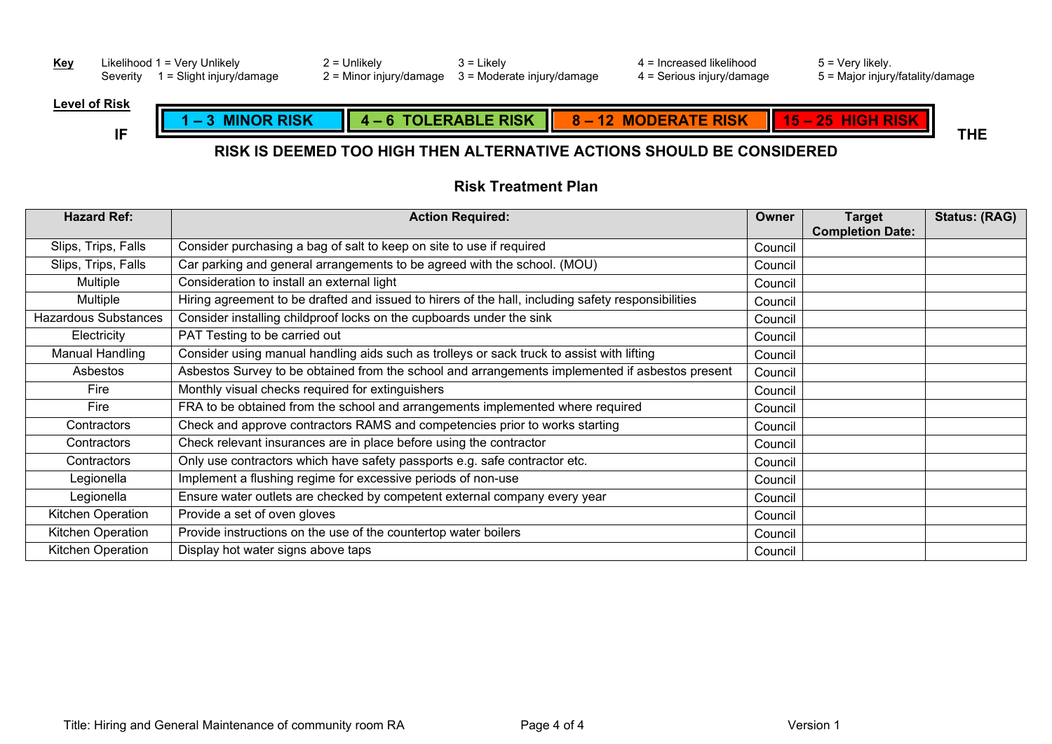**Key** Likelihood 1 = Very Unlikely 2 = Unlikely 3 = Likely 4 = Increased likelihood 5 = Very likely.
Severity 1 = Slight injury/damage 2 = Minor injury/damage 3 = Moderate injury/damage 4 = Serious injury/damage 5 = Major injury/fatality/damage

**Level of Risk**

| 1 – 3 MINOR RISK | 4 – 6 TOLERABLE RISK | 8 – 12 MODERATE RISK | 15 – 25 HIGH RISK |
|---|---|---|---|

**IF THE RISK IS DEEMED TOO HIGH THEN ALTERNATIVE ACTIONS SHOULD BE CONSIDERED**

## Risk Treatment Plan

| Hazard Ref: | Action Required: | Owner | Target Completion Date: | Status: (RAG) |
|---|---|---|---|---|
| Slips, Trips, Falls | Consider purchasing a bag of salt to keep on site to use if required | Council | | |
| Slips, Trips, Falls | Car parking and general arrangements to be agreed with the school. (MOU) | Council | | |
| Multiple | Consideration to install an external light | Council | | |
| Multiple | Hiring agreement to be drafted and issued to hirers of the hall, including safety responsibilities | Council | | |
| Hazardous Substances | Consider installing childproof locks on the cupboards under the sink | Council | | |
| Electricity | PAT Testing to be carried out | Council | | |
| Manual Handling | Consider using manual handling aids such as trolleys or sack truck to assist with lifting | Council | | |
| Asbestos | Asbestos Survey to be obtained from the school and arrangements implemented if asbestos present | Council | | |
| Fire | Monthly visual checks required for extinguishers | Council | | |
| Fire | FRA to be obtained from the school and arrangements implemented where required | Council | | |
| Contractors | Check and approve contractors RAMS and competencies prior to works starting | Council | | |
| Contractors | Check relevant insurances are in place before using the contractor | Council | | |
| Contractors | Only use contractors which have safety passports e.g. safe contractor etc. | Council | | |
| Legionella | Implement a flushing regime for excessive periods of non-use | Council | | |
| Legionella | Ensure water outlets are checked by competent external company every year | Council | | |
| Kitchen Operation | Provide a set of oven gloves | Council | | |
| Kitchen Operation | Provide instructions on the use of the countertop water boilers | Council | | |
| Kitchen Operation | Display hot water signs above taps | Council | | |